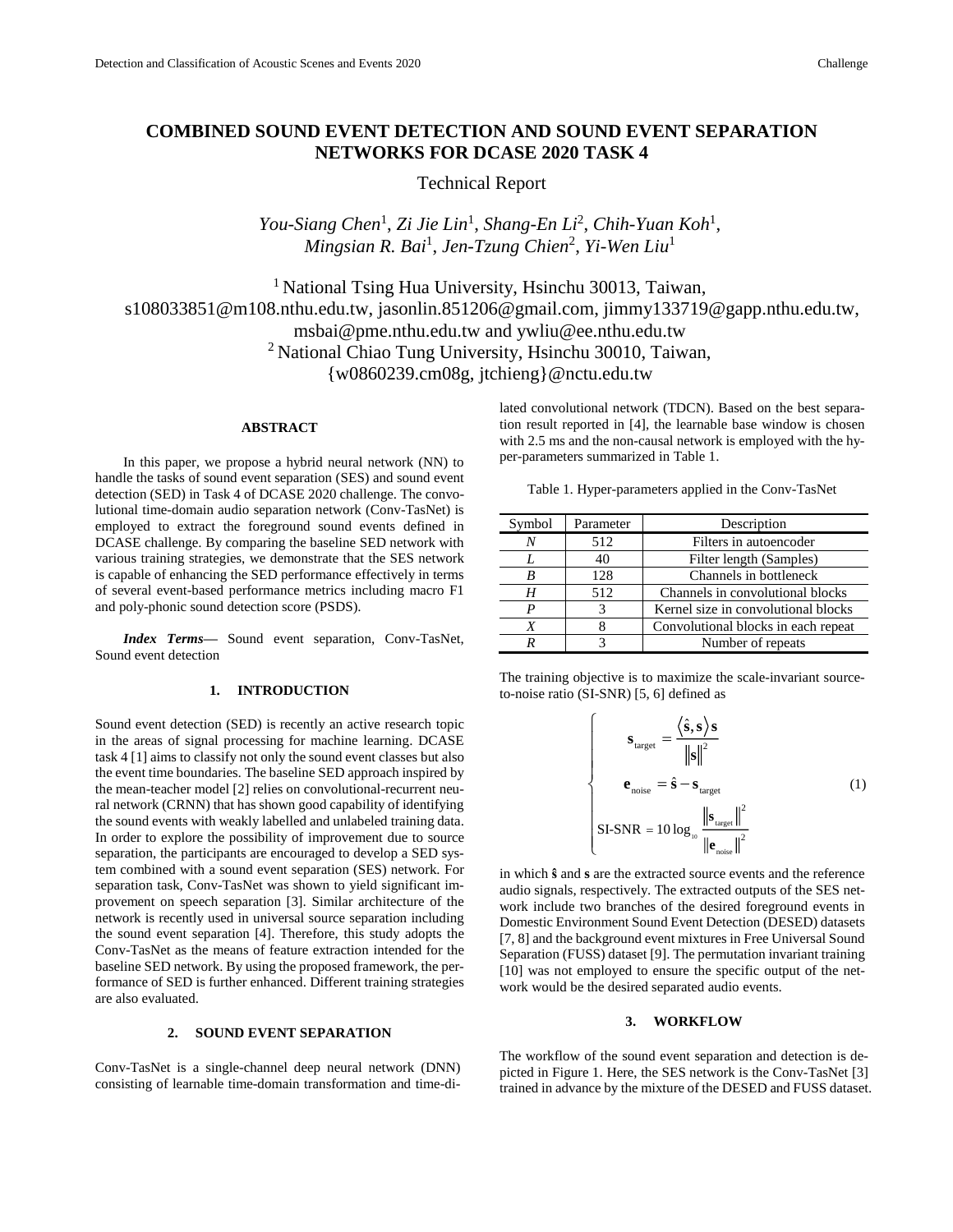# COMBINED SOUND EVENT DETECTION AND SOUND EVENT SEPARATION NETWORKS FOR DCASE 2020 TASK 4

Technical Report

*You-Siang Chen*[1], *Zi Jie Lin*[1], *Shang-En Li*[2], *Chih-Yuan Koh*[1], *Mingsian R. Bai*[1], *Jen-Tzung Chien*[2], *Yi-Wen Liu*[1]

[1] National Tsing Hua University, Hsinchu 30013, Taiwan,
s108033851@m108.nthu.edu.tw, jasonlin.851206@gmail.com, jimmy133719@gapp.nthu.edu.tw, msbai@pme.nthu.edu.tw and ywliu@ee.nthu.edu.tw
[2] National Chiao Tung University, Hsinchu 30010, Taiwan,
{w0860239.cm08g, jtchieng}@nctu.edu.tw

## ABSTRACT

In this paper, we propose a hybrid neural network (NN) to handle the tasks of sound event separation (SES) and sound event detection (SED) in Task 4 of DCASE 2020 challenge. The convolutional time-domain audio separation network (Conv-TasNet) is employed to extract the foreground sound events defined in DCASE challenge. By comparing the baseline SED network with various training strategies, we demonstrate that the SES network is capable of enhancing the SED performance effectively in terms of several event-based performance metrics including macro F1 and poly-phonic sound detection score (PSDS).

***Index Terms*—** Sound event separation, Conv-TasNet, Sound event detection

## 1. INTRODUCTION

Sound event detection (SED) is recently an active research topic in the areas of signal processing for machine learning. DCASE task 4 [1] aims to classify not only the sound event classes but also the event time boundaries. The baseline SED approach inspired by the mean-teacher model [2] relies on convolutional-recurrent neural network (CRNN) that has shown good capability of identifying the sound events with weakly labelled and unlabeled training data. In order to explore the possibility of improvement due to source separation, the participants are encouraged to develop a SED system combined with a sound event separation (SES) network. For separation task, Conv-TasNet was shown to yield significant improvement on speech separation [3]. Similar architecture of the network is recently used in universal source separation including the sound event separation [4]. Therefore, this study adopts the Conv-TasNet as the means of feature extraction intended for the baseline SED network. By using the proposed framework, the performance of SED is further enhanced. Different training strategies are also evaluated.

## 2. SOUND EVENT SEPARATION

Conv-TasNet is a single-channel deep neural network (DNN) consisting of learnable time-domain transformation and time-dilated convolutional network (TDCN). Based on the best separation result reported in [4], the learnable base window is chosen with 2.5 ms and the non-causal network is employed with the hyper-parameters summarized in Table 1.

Table 1. Hyper-parameters applied in the Conv-TasNet

| Symbol | Parameter | Description |
| --- | --- | --- |
| *N* | 512 | Filters in autoencoder |
| *L* | 40 | Filter length (Samples) |
| *B* | 128 | Channels in bottleneck |
| *H* | 512 | Channels in convolutional blocks |
| *P* | 3 | Kernel size in convolutional blocks |
| *X* | 8 | Convolutional blocks in each repeat |
| *R* | 3 | Number of repeats |

The training objective is to maximize the scale-invariant source-to-noise ratio (SI-SNR) [5, 6] defined as

$$
\begin{cases}
\mathbf{s}_{\text{target}} = \dfrac{\langle \hat{\mathbf{s}}, \mathbf{s} \rangle \mathbf{s}}{\|\mathbf{s}\|^2} \\
\mathbf{e}_{\text{noise}} = \hat{\mathbf{s}} - \mathbf{s}_{\text{target}} \\
\text{SI-SNR} = 10 \log_{10} \dfrac{\|\mathbf{s}_{\text{target}}\|^2}{\|\mathbf{e}_{\text{noise}}\|^2}
\end{cases}
\quad (1)
$$

in which $\hat{\mathbf{s}}$ and $\mathbf{s}$ are the extracted source events and the reference audio signals, respectively. The extracted outputs of the SES network include two branches of the desired foreground events in Domestic Environment Sound Event Detection (DESED) datasets [7, 8] and the background event mixtures in Free Universal Sound Separation (FUSS) dataset [9]. The permutation invariant training [10] was not employed to ensure the specific output of the network would be the desired separated audio events.

## 3. WORKFLOW

The workflow of the sound event separation and detection is depicted in Figure 1. Here, the SES network is the Conv-TasNet [3] trained in advance by the mixture of the DESED and FUSS dataset.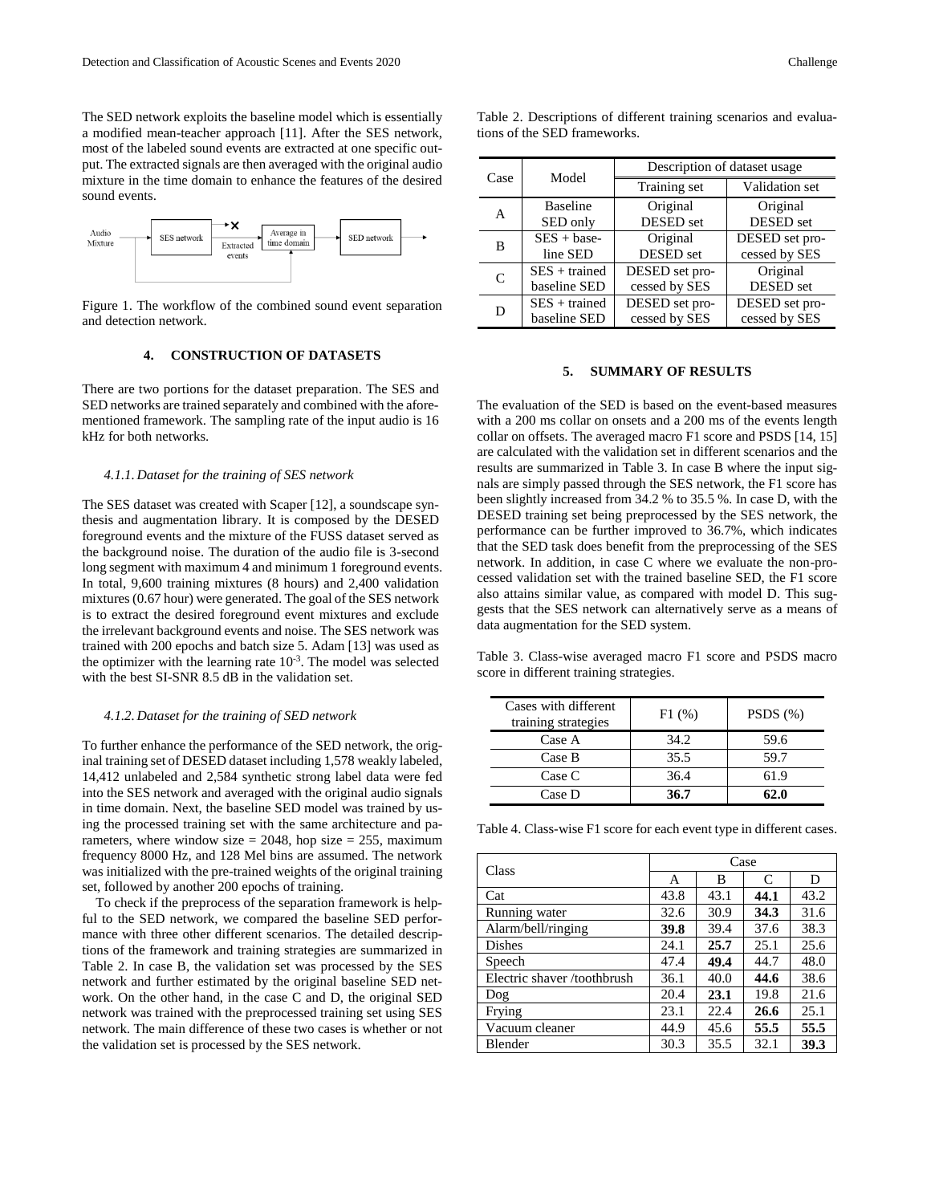The SED network exploits the baseline model which is essentially a modified mean-teacher approach [11]. After the SES network, most of the labeled sound events are extracted at one specific output. The extracted signals are then averaged with the original audio mixture in the time domain to enhance the features of the desired sound events.

Figure 1. The workflow of the combined sound event separation and detection network.

## 4. CONSTRUCTION OF DATASETS

There are two portions for the dataset preparation. The SES and SED networks are trained separately and combined with the aforementioned framework. The sampling rate of the input audio is 16 kHz for both networks.

### 4.1.1. *Dataset for the training of SES network*

The SES dataset was created with Scaper [12], a soundscape synthesis and augmentation library. It is composed by the DESED foreground events and the mixture of the FUSS dataset served as the background noise. The duration of the audio file is 3-second long segment with maximum 4 and minimum 1 foreground events. In total, 9,600 training mixtures (8 hours) and 2,400 validation mixtures (0.67 hour) were generated. The goal of the SES network is to extract the desired foreground event mixtures and exclude the irrelevant background events and noise. The SES network was trained with 200 epochs and batch size 5. Adam [13] was used as the optimizer with the learning rate $10^{-3}$. The model was selected with the best SI-SNR 8.5 dB in the validation set.

### 4.1.2. *Dataset for the training of SED network*

To further enhance the performance of the SED network, the original training set of DESED dataset including 1,578 weakly labeled, 14,412 unlabeled and 2,584 synthetic strong label data were fed into the SES network and averaged with the original audio signals in time domain. Next, the baseline SED model was trained by using the processed training set with the same architecture and parameters, where window size = 2048, hop size = 255, maximum frequency 8000 Hz, and 128 Mel bins are assumed. The network was initialized with the pre-trained weights of the original training set, followed by another 200 epochs of training.

To check if the preprocess of the separation framework is helpful to the SED network, we compared the baseline SED performance with three other different scenarios. The detailed descriptions of the framework and training strategies are summarized in Table 2. In case B, the validation set was processed by the SES network and further estimated by the original baseline SED network. On the other hand, in the case C and D, the original SED network was trained with the preprocessed training set using SES network. The main difference of these two cases is whether or not the validation set is processed by the SES network.

Table 2. Descriptions of different training scenarios and evaluations of the SED frameworks.

| Case | Model | Description of dataset usage | |
|---|---|---|---|
| | | Training set | Validation set |
| A | Baseline SED only | Original DESED set | Original DESED set |
| B | SES + baseline SED | Original DESED set | DESED set processed by SES |
| C | SES + trained baseline SED | DESED set processed by SES | Original DESED set |
| D | SES + trained baseline SED | DESED set processed by SES | DESED set processed by SES |

## 5. SUMMARY OF RESULTS

The evaluation of the SED is based on the event-based measures with a 200 ms collar on onsets and a 200 ms of the events length collar on offsets. The averaged macro F1 score and PSDS [14, 15] are calculated with the validation set in different scenarios and the results are summarized in Table 3. In case B where the input signals are simply passed through the SES network, the F1 score has been slightly increased from 34.2 % to 35.5 %. In case D, with the DESED training set being preprocessed by the SES network, the performance can be further improved to 36.7%, which indicates that the SED task does benefit from the preprocessing of the SES network. In addition, in case C where we evaluate the non-processed validation set with the trained baseline SED, the F1 score also attains similar value, as compared with model D. This suggests that the SES network can alternatively serve as a means of data augmentation for the SED system.

Table 3. Class-wise averaged macro F1 score and PSDS macro score in different training strategies.

| Cases with different training strategies | F1 (%) | PSDS (%) |
|---|---|---|
| Case A | 34.2 | 59.6 |
| Case B | 35.5 | 59.7 |
| Case C | 36.4 | 61.9 |
| Case D | **36.7** | **62.0** |

Table 4. Class-wise F1 score for each event type in different cases.

| Class | Case | | | |
|---|---|---|---|---|
| | A | B | C | D |
| Cat | 43.8 | 43.1 | **44.1** | 43.2 |
| Running water | 32.6 | 30.9 | **34.3** | 31.6 |
| Alarm/bell/ringing | **39.8** | 39.4 | 37.6 | 38.3 |
| Dishes | 24.1 | **25.7** | 25.1 | 25.6 |
| Speech | 47.4 | **49.4** | 44.7 | 48.0 |
| Electric shaver /toothbrush | 36.1 | 40.0 | **44.6** | 38.6 |
| Dog | 20.4 | **23.1** | 19.8 | 21.6 |
| Frying | 23.1 | 22.4 | **26.6** | 25.1 |
| Vacuum cleaner | 44.9 | 45.6 | **55.5** | **55.5** |
| Blender | 30.3 | 35.5 | 32.1 | **39.3** |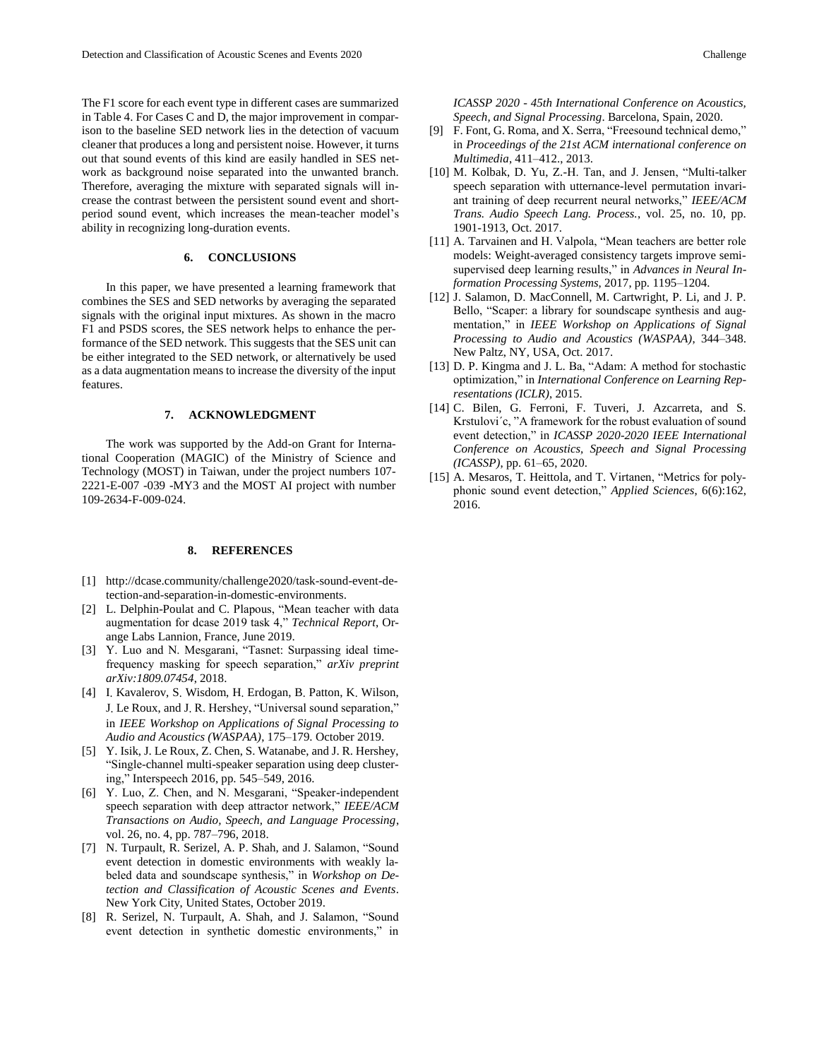The F1 score for each event type in different cases are summarized in Table 4. For Cases C and D, the major improvement in comparison to the baseline SED network lies in the detection of vacuum cleaner that produces a long and persistent noise. However, it turns out that sound events of this kind are easily handled in SES network as background noise separated into the unwanted branch. Therefore, averaging the mixture with separated signals will increase the contrast between the persistent sound event and short-period sound event, which increases the mean-teacher model's ability in recognizing long-duration events.

## 6. CONCLUSIONS

In this paper, we have presented a learning framework that combines the SES and SED networks by averaging the separated signals with the original input mixtures. As shown in the macro F1 and PSDS scores, the SES network helps to enhance the performance of the SED network. This suggests that the SES unit can be either integrated to the SED network, or alternatively be used as a data augmentation means to increase the diversity of the input features.

## 7. ACKNOWLEDGMENT

The work was supported by the Add-on Grant for International Cooperation (MAGIC) of the Ministry of Science and Technology (MOST) in Taiwan, under the project numbers 107-2221-E-007 -039 -MY3 and the MOST AI project with number 109-2634-F-009-024.

## 8. REFERENCES

[1] http://dcase.community/challenge2020/task-sound-event-detection-and-separation-in-domestic-environments.

[2] L. Delphin-Poulat and C. Plapous, "Mean teacher with data augmentation for dcase 2019 task 4," *Technical Report*, Orange Labs Lannion, France, June 2019.

[3] Y. Luo and N. Mesgarani, "Tasnet: Surpassing ideal time-frequency masking for speech separation," *arXiv preprint arXiv:1809.07454*, 2018.

[4] I. Kavalerov, S. Wisdom, H. Erdogan, B. Patton, K. Wilson, J. Le Roux, and J. R. Hershey, "Universal sound separation," in *IEEE Workshop on Applications of Signal Processing to Audio and Acoustics (WASPAA)*, 175–179. October 2019.

[5] Y. Isik, J. Le Roux, Z. Chen, S. Watanabe, and J. R. Hershey, "Single-channel multi-speaker separation using deep clustering," Interspeech 2016, pp. 545–549, 2016.

[6] Y. Luo, Z. Chen, and N. Mesgarani, "Speaker-independent speech separation with deep attractor network," *IEEE/ACM Transactions on Audio, Speech, and Language Processing*, vol. 26, no. 4, pp. 787–796, 2018.

[7] N. Turpault, R. Serizel, A. P. Shah, and J. Salamon, "Sound event detection in domestic environments with weakly labeled data and soundscape synthesis," in *Workshop on Detection and Classification of Acoustic Scenes and Events*. New York City, United States, October 2019.

[8] R. Serizel, N. Turpault, A. Shah, and J. Salamon, "Sound event detection in synthetic domestic environments," in *ICASSP 2020 - 45th International Conference on Acoustics, Speech, and Signal Processing*. Barcelona, Spain, 2020.

[9] F. Font, G. Roma, and X. Serra, "Freesound technical demo," in *Proceedings of the 21st ACM international conference on Multimedia*, 411–412., 2013.

[10] M. Kolbak, D. Yu, Z.-H. Tan, and J. Jensen, "Multi-talker speech separation with utterance-level permutation invariant training of deep recurrent neural networks," *IEEE/ACM Trans. Audio Speech Lang. Process.*, vol. 25, no. 10, pp. 1901-1913, Oct. 2017.

[11] A. Tarvainen and H. Valpola, "Mean teachers are better role models: Weight-averaged consistency targets improve semi-supervised deep learning results," in *Advances in Neural Information Processing Systems*, 2017, pp. 1195–1204.

[12] J. Salamon, D. MacConnell, M. Cartwright, P. Li, and J. P. Bello, "Scaper: a library for soundscape synthesis and augmentation," in *IEEE Workshop on Applications of Signal Processing to Audio and Acoustics (WASPAA)*, 344–348. New Paltz, NY, USA, Oct. 2017.

[13] D. P. Kingma and J. L. Ba, "Adam: A method for stochastic optimization," in *International Conference on Learning Representations (ICLR)*, 2015.

[14] C. Bilen, G. Ferroni, F. Tuveri, J. Azcarreta, and S. Krstulovi´c, "A framework for the robust evaluation of sound event detection," in *ICASSP 2020-2020 IEEE International Conference on Acoustics, Speech and Signal Processing (ICASSP)*, pp. 61–65, 2020.

[15] A. Mesaros, T. Heittola, and T. Virtanen, "Metrics for polyphonic sound event detection," *Applied Sciences*, 6(6):162, 2016.